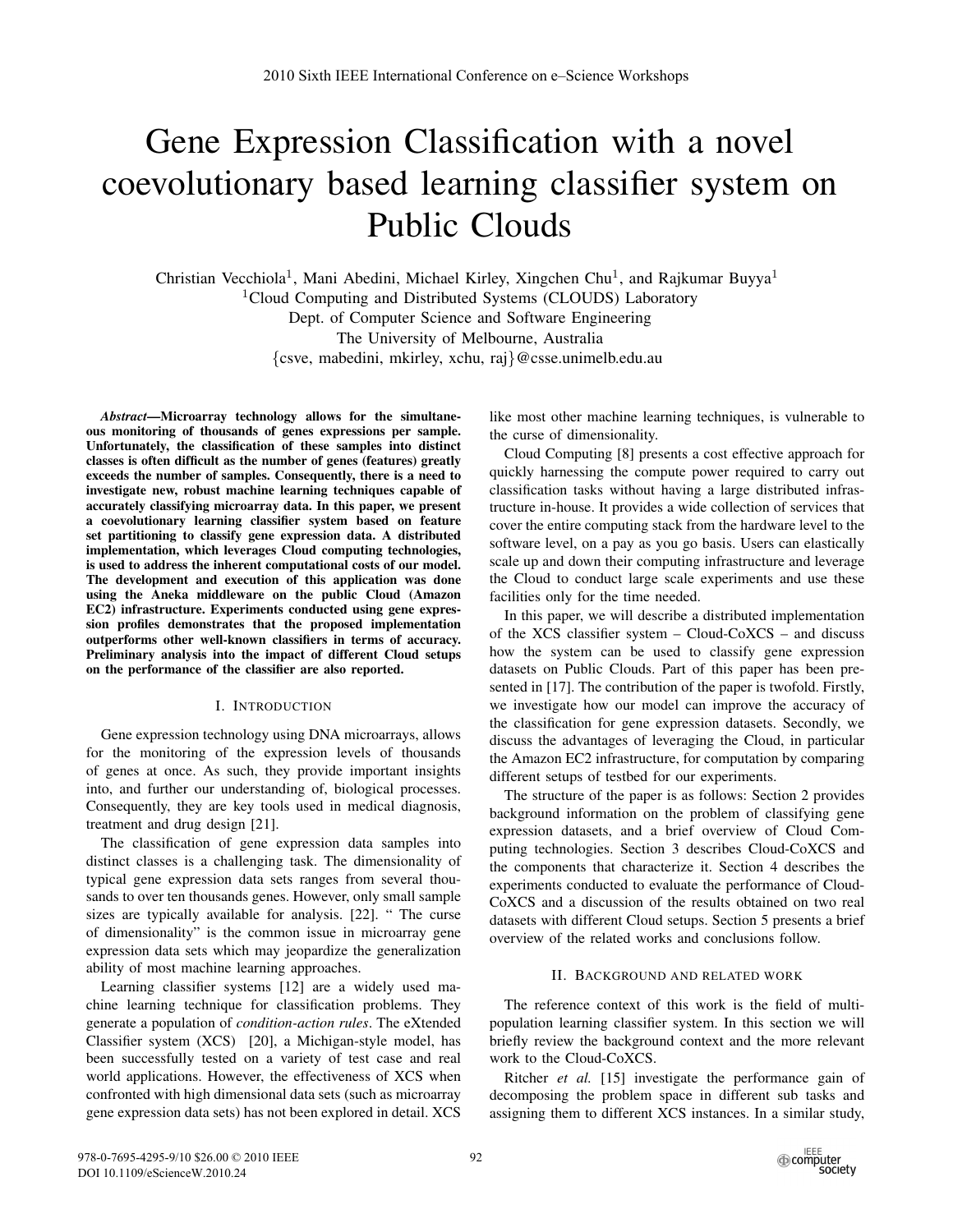# Gene Expression Classification with a novel coevolutionary based learning classifier system on Public Clouds

Christian Vecchiola[1], Mani Abedini, Michael Kirley, Xingchen Chu[1], and Rajkumar Buyya[1]

[1]Cloud Computing and Distributed Systems (CLOUDS) Laboratory
Dept. of Computer Science and Software Engineering
The University of Melbourne, Australia
{csve, mabedini, mkirley, xchu, raj}@csse.unimelb.edu.au

***Abstract*—Microarray technology allows for the simultaneous monitoring of thousands of genes expressions per sample. Unfortunately, the classification of these samples into distinct classes is often difficult as the number of genes (features) greatly exceeds the number of samples. Consequently, there is a need to investigate new, robust machine learning techniques capable of accurately classifying microarray data. In this paper, we present a coevolutionary learning classifier system based on feature set partitioning to classify gene expression data. A distributed implementation, which leverages Cloud computing technologies, is used to address the inherent computational costs of our model. The development and execution of this application was done using the Aneka middleware on the public Cloud (Amazon EC2) infrastructure. Experiments conducted using gene expression profiles demonstrates that the proposed implementation outperforms other well-known classifiers in terms of accuracy. Preliminary analysis into the impact of different Cloud setups on the performance of the classifier are also reported.**

## I. Introduction

Gene expression technology using DNA microarrays, allows for the monitoring of the expression levels of thousands of genes at once. As such, they provide important insights into, and further our understanding of, biological processes. Consequently, they are key tools used in medical diagnosis, treatment and drug design [21].

The classification of gene expression data samples into distinct classes is a challenging task. The dimensionality of typical gene expression data sets ranges from several thousands to over ten thousands genes. However, only small sample sizes are typically available for analysis. [22]. " The curse of dimensionality" is the common issue in microarray gene expression data sets which may jeopardize the generalization ability of most machine learning approaches.

Learning classifier systems [12] are a widely used machine learning technique for classification problems. They generate a population of *condition-action rules*. The eXtended Classifier system (XCS) [20], a Michigan-style model, has been successfully tested on a variety of test case and real world applications. However, the effectiveness of XCS when confronted with high dimensional data sets (such as microarray gene expression data sets) has not been explored in detail. XCS like most other machine learning techniques, is vulnerable to the curse of dimensionality.

Cloud Computing [8] presents a cost effective approach for quickly harnessing the compute power required to carry out classification tasks without having a large distributed infrastructure in-house. It provides a wide collection of services that cover the entire computing stack from the hardware level to the software level, on a pay as you go basis. Users can elastically scale up and down their computing infrastructure and leverage the Cloud to conduct large scale experiments and use these facilities only for the time needed.

In this paper, we will describe a distributed implementation of the XCS classifier system – Cloud-CoXCS – and discuss how the system can be used to classify gene expression datasets on Public Clouds. Part of this paper has been presented in [17]. The contribution of the paper is twofold. Firstly, we investigate how our model can improve the accuracy of the classification for gene expression datasets. Secondly, we discuss the advantages of leveraging the Cloud, in particular the Amazon EC2 infrastructure, for computation by comparing different setups of testbed for our experiments.

The structure of the paper is as follows: Section 2 provides background information on the problem of classifying gene expression datasets, and a brief overview of Cloud Computing technologies. Section 3 describes Cloud-CoXCS and the components that characterize it. Section 4 describes the experiments conducted to evaluate the performance of Cloud-CoXCS and a discussion of the results obtained on two real datasets with different Cloud setups. Section 5 presents a brief overview of the related works and conclusions follow.

## II. Background and Related Work

The reference context of this work is the field of multi-population learning classifier system. In this section we will briefly review the background context and the more relevant work to the Cloud-CoXCS.

Ritcher *et al.* [15] investigate the performance gain of decomposing the problem space in different sub tasks and assigning them to different XCS instances. In a similar study,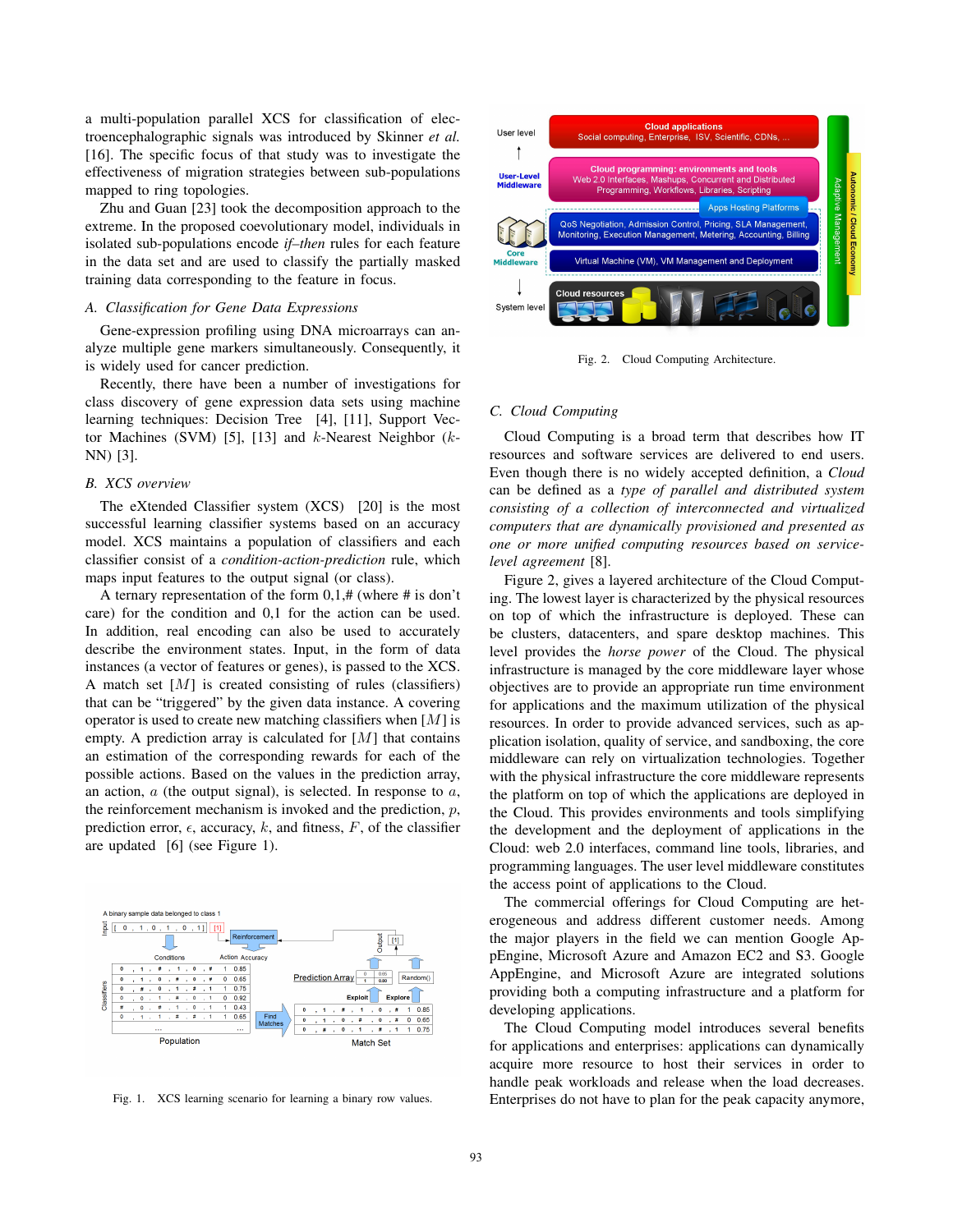a multi-population parallel XCS for classification of electroencephalographic signals was introduced by Skinner *et al.* [16]. The specific focus of that study was to investigate the effectiveness of migration strategies between sub-populations mapped to ring topologies.

Zhu and Guan [23] took the decomposition approach to the extreme. In the proposed coevolutionary model, individuals in isolated sub-populations encode *if–then* rules for each feature in the data set and are used to classify the partially masked training data corresponding to the feature in focus.

### A. Classification for Gene Data Expressions

Gene-expression profiling using DNA microarrays can analyze multiple gene markers simultaneously. Consequently, it is widely used for cancer prediction.

Recently, there have been a number of investigations for class discovery of gene expression data sets using machine learning techniques: Decision Tree [4], [11], Support Vector Machines (SVM) [5], [13] and $k$-Nearest Neighbor ($k$-NN) [3].

### B. XCS overview

The eXtended Classifier system (XCS) [20] is the most successful learning classifier systems based on an accuracy model. XCS maintains a population of classifiers and each classifier consist of a *condition-action-prediction* rule, which maps input features to the output signal (or class).

A ternary representation of the form 0,1,# (where # is don't care) for the condition and 0,1 for the action can be used. In addition, real encoding can also be used to accurately describe the environment states. Input, in the form of data instances (a vector of features or genes), is passed to the XCS. A match set $[M]$ is created consisting of rules (classifiers) that can be "triggered" by the given data instance. A covering operator is used to create new matching classifiers when $[M]$ is empty. A prediction array is calculated for $[M]$ that contains an estimation of the corresponding rewards for each of the possible actions. Based on the values in the prediction array, an action, $a$ (the output signal), is selected. In response to $a$, the reinforcement mechanism is invoked and the prediction, $p$, prediction error, $\epsilon$, accuracy, $k$, and fitness, $F$, of the classifier are updated [6] (see Figure 1).

Fig. 1. XCS learning scenario for learning a binary row values.

Fig. 2. Cloud Computing Architecture.

### C. Cloud Computing

Cloud Computing is a broad term that describes how IT resources and software services are delivered to end users. Even though there is no widely accepted definition, a *Cloud* can be defined as a *type of parallel and distributed system consisting of a collection of interconnected and virtualized computers that are dynamically provisioned and presented as one or more unified computing resources based on service-level agreement* [8].

Figure 2, gives a layered architecture of the Cloud Computing. The lowest layer is characterized by the physical resources on top of which the infrastructure is deployed. These can be clusters, datacenters, and spare desktop machines. This level provides the *horse power* of the Cloud. The physical infrastructure is managed by the core middleware layer whose objectives are to provide an appropriate run time environment for applications and the maximum utilization of the physical resources. In order to provide advanced services, such as application isolation, quality of service, and sandboxing, the core middleware can rely on virtualization technologies. Together with the physical infrastructure the core middleware represents the platform on top of which the applications are deployed in the Cloud. This provides environments and tools simplifying the development and the deployment of applications in the Cloud: web 2.0 interfaces, command line tools, libraries, and programming languages. The user level middleware constitutes the access point of applications to the Cloud.

The commercial offerings for Cloud Computing are heterogeneous and address different customer needs. Among the major players in the field we can mention Google AppEngine, Microsoft Azure and Amazon EC2 and S3. Google AppEngine, and Microsoft Azure are integrated solutions providing both a computing infrastructure and a platform for developing applications.

The Cloud Computing model introduces several benefits for applications and enterprises: applications can dynamically acquire more resource to host their services in order to handle peak workloads and release when the load decreases. Enterprises do not have to plan for the peak capacity anymore,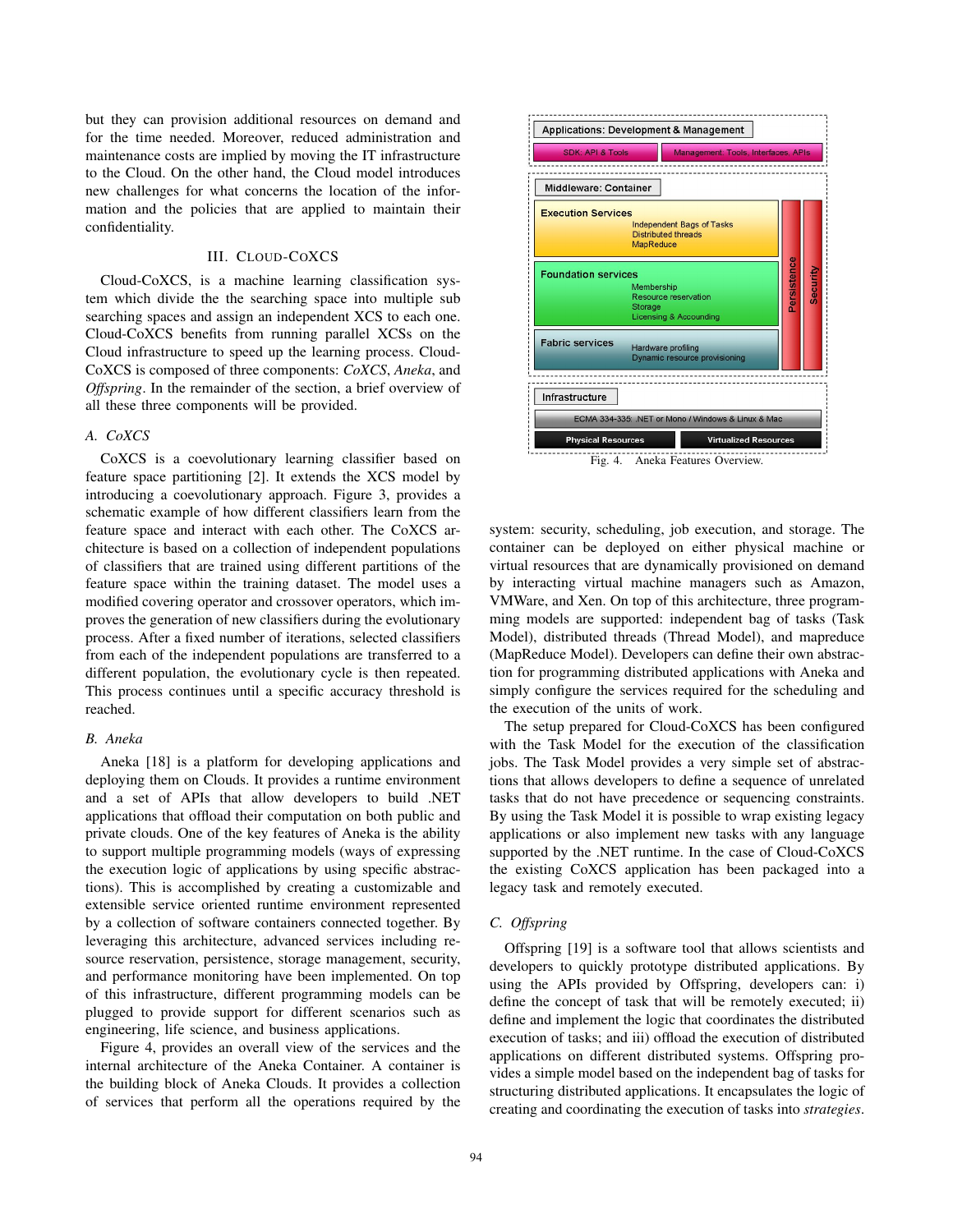but they can provision additional resources on demand and for the time needed. Moreover, reduced administration and maintenance costs are implied by moving the IT infrastructure to the Cloud. On the other hand, the Cloud model introduces new challenges for what concerns the location of the information and the policies that are applied to maintain their confidentiality.

## III. Cloud-CoXCS

Cloud-CoXCS, is a machine learning classification system which divide the the searching space into multiple sub searching spaces and assign an independent XCS to each one. Cloud-CoXCS benefits from running parallel XCSs on the Cloud infrastructure to speed up the learning process. Cloud-CoXCS is composed of three components: *CoXCS*, *Aneka*, and *Offspring*. In the remainder of the section, a brief overview of all these three components will be provided.

### A. CoXCS

CoXCS is a coevolutionary learning classifier based on feature space partitioning [2]. It extends the XCS model by introducing a coevolutionary approach. Figure 3, provides a schematic example of how different classifiers learn from the feature space and interact with each other. The CoXCS architecture is based on a collection of independent populations of classifiers that are trained using different partitions of the feature space within the training dataset. The model uses a modified covering operator and crossover operators, which improves the generation of new classifiers during the evolutionary process. After a fixed number of iterations, selected classifiers from each of the independent populations are transferred to a different population, the evolutionary cycle is then repeated. This process continues until a specific accuracy threshold is reached.

### B. Aneka

Aneka [18] is a platform for developing applications and deploying them on Clouds. It provides a runtime environment and a set of APIs that allow developers to build .NET applications that offload their computation on both public and private clouds. One of the key features of Aneka is the ability to support multiple programming models (ways of expressing the execution logic of applications by using specific abstractions). This is accomplished by creating a customizable and extensible service oriented runtime environment represented by a collection of software containers connected together. By leveraging this architecture, advanced services including resource reservation, persistence, storage management, security, and performance monitoring have been implemented. On top of this infrastructure, different programming models can be plugged to provide support for different scenarios such as engineering, life science, and business applications.

Figure 4, provides an overall view of the services and the internal architecture of the Aneka Container. A container is the building block of Aneka Clouds. It provides a collection of services that perform all the operations required by the system: security, scheduling, job execution, and storage. The container can be deployed on either physical machine or virtual resources that are dynamically provisioned on demand by interacting virtual machine managers such as Amazon, VMWare, and Xen. On top of this architecture, three programming models are supported: independent bag of tasks (Task Model), distributed threads (Thread Model), and mapreduce (MapReduce Model). Developers can define their own abstraction for programming distributed applications with Aneka and simply configure the services required for the scheduling and the execution of the units of work.

| Applications: Development & Management | |
|---|---|
| SDK: API & Tools | Management: Tools, Interfaces, APIs |
| **Middleware: Container** | |
| Execution Services: Independent Bags of Tasks, Distributed threads, MapReduce | Persistence, Security |
| Foundation services: Membership, Resource reservation, Storage, Licensing & Accounding | Persistence, Security |
| Fabric services: Hardware profiling, Dynamic resource provisioning | Persistence, Security |
| **Infrastructure** | |
| ECMA 334-335: .NET or Mono / Windows & Linux & Mac | |
| Physical Resources | Virtualized Resources |

Fig. 4. Aneka Features Overview.

The setup prepared for Cloud-CoXCS has been configured with the Task Model for the execution of the classification jobs. The Task Model provides a very simple set of abstractions that allows developers to define a sequence of unrelated tasks that do not have precedence or sequencing constraints. By using the Task Model it is possible to wrap existing legacy applications or also implement new tasks with any language supported by the .NET runtime. In the case of Cloud-CoXCS the existing CoXCS application has been packaged into a legacy task and remotely executed.

### C. Offspring

Offspring [19] is a software tool that allows scientists and developers to quickly prototype distributed applications. By using the APIs provided by Offspring, developers can: i) define the concept of task that will be remotely executed; ii) define and implement the logic that coordinates the distributed execution of tasks; and iii) offload the execution of distributed applications on different distributed systems. Offspring provides a simple model based on the independent bag of tasks for structuring distributed applications. It encapsulates the logic of creating and coordinating the execution of tasks into *strategies*.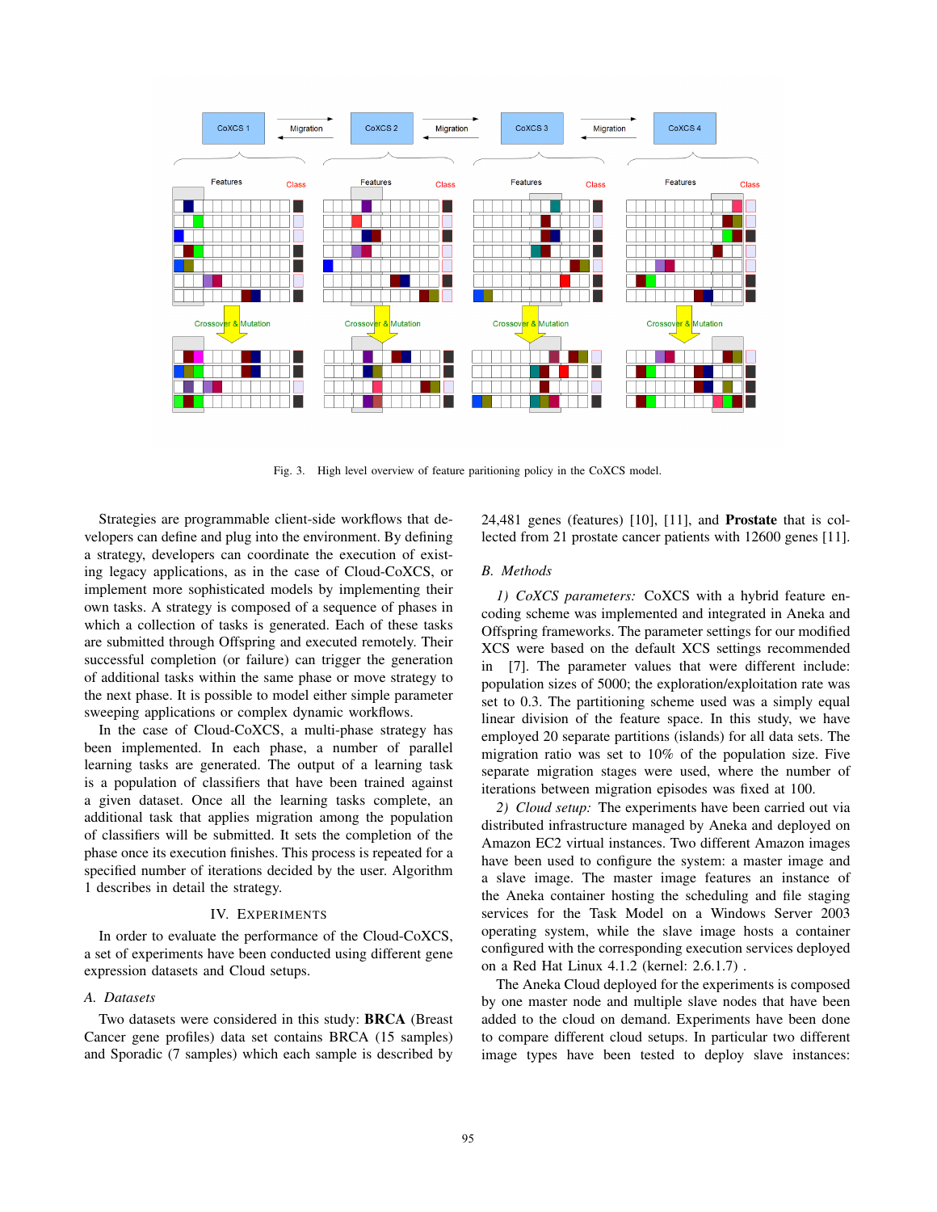Fig. 3. High level overview of feature paritioning policy in the CoXCS model.

Strategies are programmable client-side workflows that developers can define and plug into the environment. By defining a strategy, developers can coordinate the execution of existing legacy applications, as in the case of Cloud-CoXCS, or implement more sophisticated models by implementing their own tasks. A strategy is composed of a sequence of phases in which a collection of tasks is generated. Each of these tasks are submitted through Offspring and executed remotely. Their successful completion (or failure) can trigger the generation of additional tasks within the same phase or move strategy to the next phase. It is possible to model either simple parameter sweeping applications or complex dynamic workflows.

In the case of Cloud-CoXCS, a multi-phase strategy has been implemented. In each phase, a number of parallel learning tasks are generated. The output of a learning task is a population of classifiers that have been trained against a given dataset. Once all the learning tasks complete, an additional task that applies migration among the population of classifiers will be submitted. It sets the completion of the phase once its execution finishes. This process is repeated for a specified number of iterations decided by the user. Algorithm 1 describes in detail the strategy.

## IV. Experiments

In order to evaluate the performance of the Cloud-CoXCS, a set of experiments have been conducted using different gene expression datasets and Cloud setups.

### A. Datasets

Two datasets were considered in this study: **BRCA** (Breast Cancer gene profiles) data set contains BRCA (15 samples) and Sporadic (7 samples) which each sample is described by 24,481 genes (features) [10], [11], and **Prostate** that is collected from 21 prostate cancer patients with 12600 genes [11].

### B. Methods

*1) CoXCS parameters:* CoXCS with a hybrid feature encoding scheme was implemented and integrated in Aneka and Offspring frameworks. The parameter settings for our modified XCS were based on the default XCS settings recommended in [7]. The parameter values that were different include: population sizes of 5000; the exploration/exploitation rate was set to 0.3. The partitioning scheme used was a simply equal linear division of the feature space. In this study, we have employed 20 separate partitions (islands) for all data sets. The migration ratio was set to 10% of the population size. Five separate migration stages were used, where the number of iterations between migration episodes was fixed at 100.

*2) Cloud setup:* The experiments have been carried out via distributed infrastructure managed by Aneka and deployed on Amazon EC2 virtual instances. Two different Amazon images have been used to configure the system: a master image and a slave image. The master image features an instance of the Aneka container hosting the scheduling and file staging services for the Task Model on a Windows Server 2003 operating system, while the slave image hosts a container configured with the corresponding execution services deployed on a Red Hat Linux 4.1.2 (kernel: 2.6.1.7) .

The Aneka Cloud deployed for the experiments is composed by one master node and multiple slave nodes that have been added to the cloud on demand. Experiments have been done to compare different cloud setups. In particular two different image types have been tested to deploy slave instances: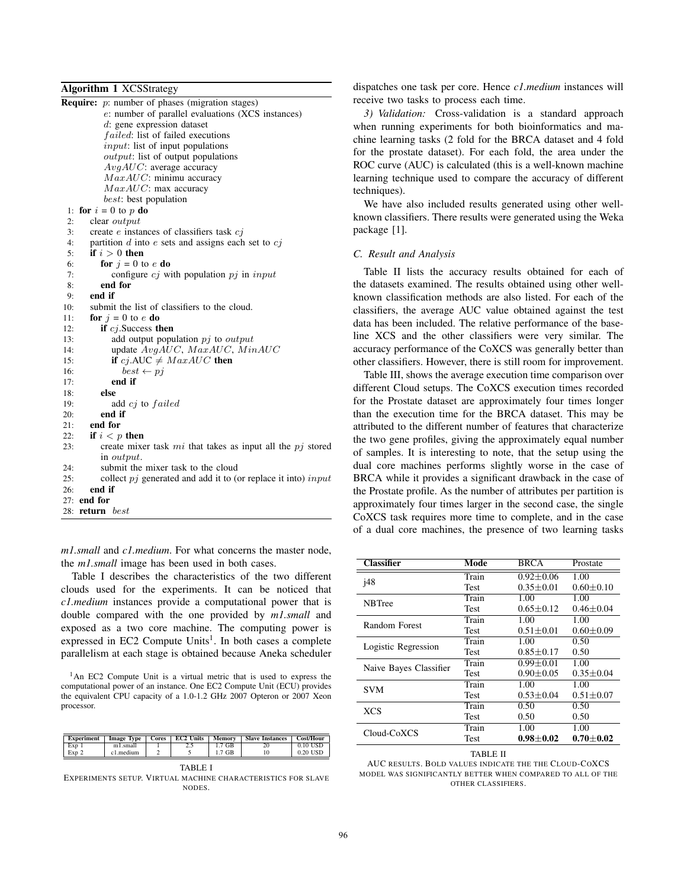**Algorithm 1** XCSStrategy

**Require:** $p$: number of phases (migration stages)
  $e$: number of parallel evaluations (XCS instances)
  $d$: gene expression dataset
  $failed$: list of failed executions
  $input$: list of input populations
  $output$: list of output populations
  $AvgAUC$: average accuracy
  $MaxAUC$: minimu accuracy
  $MaxAUC$: max accuracy
  $best$: best population

```
1: for i = 0 to p do
2:   clear output
3:   create e instances of classifiers task cj
4:   partition d into e sets and assigns each set to cj
5:   if i > 0 then
6:     for j = 0 to e do
7:       configure cj with population pj in input
8:     end for
9:   end if
10:  submit the list of classifiers to the cloud.
11:  for j = 0 to e do
12:    if cj.Success then
13:      add output population pj to output
14:      update AvgAUC, MaxAUC, MinAUC
15:      if cj.AUC ≠ MaxAUC then
16:        best ← pj
17:      end if
18:    else
19:      add cj to failed
20:    end if
21:  end for
22:  if i < p then
23:    create mixer task mi that takes as input all the pj stored
       in output.
24:    submit the mixer task to the cloud
25:    collect pj generated and add it to (or replace it into) input
26:  end if
27: end for
28: return best
```

*m1.small* and *c1.medium*. For what concerns the master node, the *m1.small* image has been used in both cases.

Table I describes the characteristics of the two different clouds used for the experiments. It can be noticed that *c1.medium* instances provide a computational power that is double compared with the one provided by *m1.small* and exposed as a two core machine. The computing power is expressed in EC2 Compute Units[1]. In both cases a complete parallelism at each stage is obtained because Aneka scheduler dispatches one task per core. Hence *c1.medium* instances will receive two tasks to process each time.

[1]An EC2 Compute Unit is a virtual metric that is used to express the computational power of an instance. One EC2 Compute Unit (ECU) provides the equivalent CPU capacity of a 1.0-1.2 GHz 2007 Opteron or 2007 Xeon processor.

| Experiment | Image Type | Cores | EC2 Units | Memory | Slave Instances | Cost/Hour |
|---|---|---|---|---|---|---|
| Exp 1 | m1.small | 1 | 2.5 | 1.7 GB | 20 | 0.10 USD |
| Exp 2 | c1.medium | 2 | 5 | 1.7 GB | 10 | 0.20 USD |

TABLE I
EXPERIMENTS SETUP. VIRTUAL MACHINE CHARACTERISTICS FOR SLAVE NODES.

*3) Validation:* Cross-validation is a standard approach when running experiments for both bioinformatics and machine learning tasks (2 fold for the BRCA dataset and 4 fold for the prostate dataset). For each fold, the area under the ROC curve (AUC) is calculated (this is a well-known machine learning technique used to compare the accuracy of different techniques).

We have also included results generated using other well-known classifiers. There results were generated using the Weka package [1].

### C. Result and Analysis

Table II lists the accuracy results obtained for each of the datasets examined. The results obtained using other well-known classification methods are also listed. For each of the classifiers, the average AUC value obtained against the test data has been included. The relative performance of the base-line XCS and the other classifiers were very similar. The accuracy performance of the CoXCS was generally better than other classifiers. However, there is still room for improvement.

Table III, shows the average execution time comparison over different Cloud setups. The CoXCS execution times recorded for the Prostate dataset are approximately four times longer than the execution time for the BRCA dataset. This may be attributed to the different number of features that characterize the two gene profiles, giving the approximately equal number of samples. It is interesting to note, that the setup using the dual core machines performs slightly worse in the case of BRCA while it provides a significant drawback in the case of the Prostate profile. As the number of attributes per partition is approximately four times larger in the second case, the single CoXCS task requires more time to complete, and in the case of a dual core machines, the presence of two learning tasks

| Classifier | Mode | BRCA | Prostate |
|---|---|---|---|
| j48 | Train | 0.92±0.06 | 1.00 |
| | Test | 0.35±0.01 | 0.60±0.10 |
| NBTree | Train | 1.00 | 1.00 |
| | Test | 0.65±0.12 | 0.46±0.04 |
| Random Forest | Train | 1.00 | 1.00 |
| | Test | 0.51±0.01 | 0.60±0.09 |
| Logistic Regression | Train | 1.00 | 0.50 |
| | Test | 0.85±0.17 | 0.50 |
| Naive Bayes Classifier | Train | 0.99±0.01 | 1.00 |
| | Test | 0.90±0.05 | 0.35±0.04 |
| SVM | Train | 1.00 | 1.00 |
| | Test | 0.53±0.04 | 0.51±0.07 |
| XCS | Train | 0.50 | 0.50 |
| | Test | 0.50 | 0.50 |
| Cloud-CoXCS | Train | 1.00 | 1.00 |
| | Test | **0.98±0.02** | **0.70±0.02** |

TABLE II
AUC RESULTS. BOLD VALUES INDICATE THE THE CLOUD-COXCS MODEL WAS SIGNIFICANTLY BETTER WHEN COMPARED TO ALL OF THE OTHER CLASSIFIERS.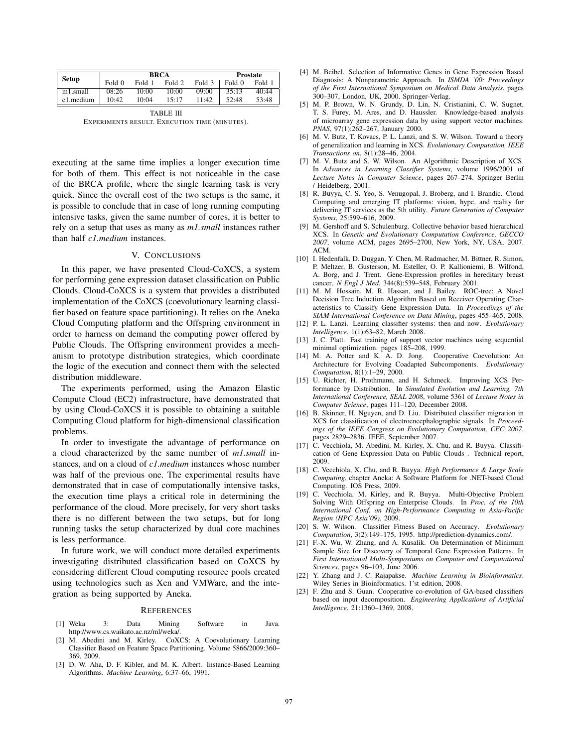| Setup | BRCA | | | | Prostate | |
|---|---|---|---|---|---|---|
| | Fold 0 | Fold 1 | Fold 2 | Fold 3 | Fold 0 | Fold 1 |
| m1.small | 08:26 | 10:00 | 10:00 | 09:00 | 35:13 | 40:44 |
| c1.medium | 10:42 | 10:04 | 15:17 | 11:42 | 52:48 | 53:48 |

TABLE III
EXPERIMENTS RESULT. EXECUTION TIME (MINUTES).

executing at the same time implies a longer execution time for both of them. This effect is not noticeable in the case of the BRCA profile, where the single learning task is very quick. Since the overall cost of the two setups is the same, it is possible to conclude that in case of long running computing intensive tasks, given the same number of cores, it is better to rely on a setup that uses as many as *m1.small* instances rather than half *c1.medium* instances.

## V. CONCLUSIONS

In this paper, we have presented Cloud-CoXCS, a system for performing gene expression dataset classification on Public Clouds. Cloud-CoXCS is a system that provides a distributed implementation of the CoXCS (coevolutionary learning classifier based on feature space partitioning). It relies on the Aneka Cloud Computing platform and the Offspring environment in order to harness on demand the computing power offered by Public Clouds. The Offspring environment provides a mechanism to prototype distribution strategies, which coordinate the logic of the execution and connect them with the selected distribution middleware.

The experiments performed, using the Amazon Elastic Compute Cloud (EC2) infrastructure, have demonstrated that by using Cloud-CoXCS it is possible to obtaining a suitable Computing Cloud platform for high-dimensional classification problems.

In order to investigate the advantage of performance on a cloud characterized by the same number of *m1.small* instances, and on a cloud of *c1.medium* instances whose number was half of the previous one. The experimental results have demonstrated that in case of computationally intensive tasks, the execution time plays a critical role in determining the performance of the cloud. More precisely, for very short tasks there is no different between the two setups, but for long running tasks the setup characterized by dual core machines is less performance.

In future work, we will conduct more detailed experiments investigating distributed classification based on CoXCS by considering different Cloud computing resource pools created using technologies such as Xen and VMWare, and the integration as being supported by Aneka.

## REFERENCES

[1] Weka 3: Data Mining Software in Java. http://www.cs.waikato.ac.nz/ml/weka/.

[2] M. Abedini and M. Kirley. CoXCS: A Coevolutionary Learning Classifier Based on Feature Space Partitioning. Volume 5866/2009:360–369, 2009.

[3] D. W. Aha, D. F. Kibler, and M. K. Albert. Instance-Based Learning Algorithms. *Machine Learning*, 6:37–66, 1991.

[4] M. Beibel. Selection of Informative Genes in Gene Expression Based Diagnosis: A Nonparametric Approach. In *ISMDA '00: Proceedings of the First International Symposium on Medical Data Analysis*, pages 300–307, London, UK, 2000. Springer-Verlag.

[5] M. P. Brown, W. N. Grundy, D. Lin, N. Cristianini, C. W. Sugnet, T. S. Furey, M. Ares, and D. Haussler. Knowledge-based analysis of microarray gene expression data by using support vector machines. *PNAS*, 97(1):262–267, January 2000.

[6] M. V. Butz, T. Kovacs, P. L. Lanzi, and S. W. Wilson. Toward a theory of generalization and learning in XCS. *Evolutionary Computation, IEEE Transactions on*, 8(1):28–46, 2004.

[7] M. V. Butz and S. W. Wilson. An Algorithmic Description of XCS. In *Advances in Learning Classifier Systems*, volume 1996/2001 of *Lecture Notes in Computer Science*, pages 267–274. Springer Berlin / Heidelberg, 2001.

[8] R. Buyya, C. S. Yeo, S. Venugopal, J. Broberg, and I. Brandic. Cloud Computing and emerging IT platforms: vision, hype, and reality for delivering IT services as the 5th utility. *Future Generation of Computer Systems*, 25:599–616, 2009.

[9] M. Gershoff and S. Schulenburg. Collective behavior based hierarchical XCS. In *Genetic and Evolutionary Computation Conference, GECCO 2007*, volume ACM, pages 2695–2700, New York, NY, USA, 2007. ACM.

[10] I. Hedenfalk, D. Duggan, Y. Chen, M. Radmacher, M. Bittner, R. Simon, P. Meltzer, B. Gusterson, M. Esteller, O. P. Kallioniemi, B. Wilfond, A. Borg, and J. Trent. Gene-Expression profiles in hereditary breast cancer. *N Engl J Med*, 344(8):539–548, February 2001.

[11] M. M. Hossain, M. R. Hassan, and J. Bailey. ROC-tree: A Novel Decision Tree Induction Algorithm Based on Receiver Operating Characteristics to Classify Gene Expression Data. In *Proceedings of the SIAM International Conference on Data Mining*, pages 455–465, 2008.

[12] P. L. Lanzi. Learning classifier systems: then and now. *Evolutionary Intelligence*, 1(1):63–82, March 2008.

[13] J. C. Platt. Fast training of support vector machines using sequential minimal optimization. pages 185–208, 1999.

[14] M. A. Potter and K. A. D. Jong. Cooperative Coevolution: An Architecture for Evolving Coadapted Subcomponents. *Evolutionary Computation*, 8(1):1–29, 2000.

[15] U. Richter, H. Prothmann, and H. Schmeck. Improving XCS Performance by Distribution. In *Simulated Evolution and Learning, 7th International Conference, SEAL 2008*, volume 5361 of *Lecture Notes in Computer Science*, pages 111–120, December 2008.

[16] B. Skinner, H. Nguyen, and D. Liu. Distributed classifier migration in XCS for classification of electroencephalographic signals. In *Proceedings of the IEEE Congress on Evolutionary Computation, CEC 2007*, pages 2829–2836. IEEE, September 2007.

[17] C. Vecchiola, M. Abedini, M. Kirley, X. Chu, and R. Buyya. Classification of Gene Expression Data on Public Clouds . Technical report, 2009.

[18] C. Vecchiola, X. Chu, and R. Buyya. *High Performance & Large Scale Computing*, chapter Aneka: A Software Platform for .NET-based Cloud Computing. IOS Press, 2009.

[19] C. Vecchiola, M. Kirley, and R. Buyya. Multi-Objective Problem Solving With Offspring on Enterprise Clouds. In *Proc. of the 10th International Conf. on High-Performance Computing in Asia-Pacific Region (HPC Asia'09)*, 2009.

[20] S. W. Wilson. Classifier Fitness Based on Accuracy. *Evolutionary Computation*, 3(2):149–175, 1995. http://prediction-dynamics.com/.

[21] F.-X. Wu, W. Zhang, and A. Kusalik. On Determination of Minimum Sample Size for Discovery of Temporal Gene Expression Patterns. In *First International Multi-Symposiums on Computer and Computational Sciences*, pages 96–103, June 2006.

[22] Y. Zhang and J. C. Rajapakse. *Machine Learning in Bioinformatics*. Wiley Series in Bioinformatics. 1'st edition, 2008.

[23] F. Zhu and S. Guan. Cooperative co-evolution of GA-based classifiers based on input decomposition. *Engineering Applications of Artificial Intelligence*, 21:1360–1369, 2008.